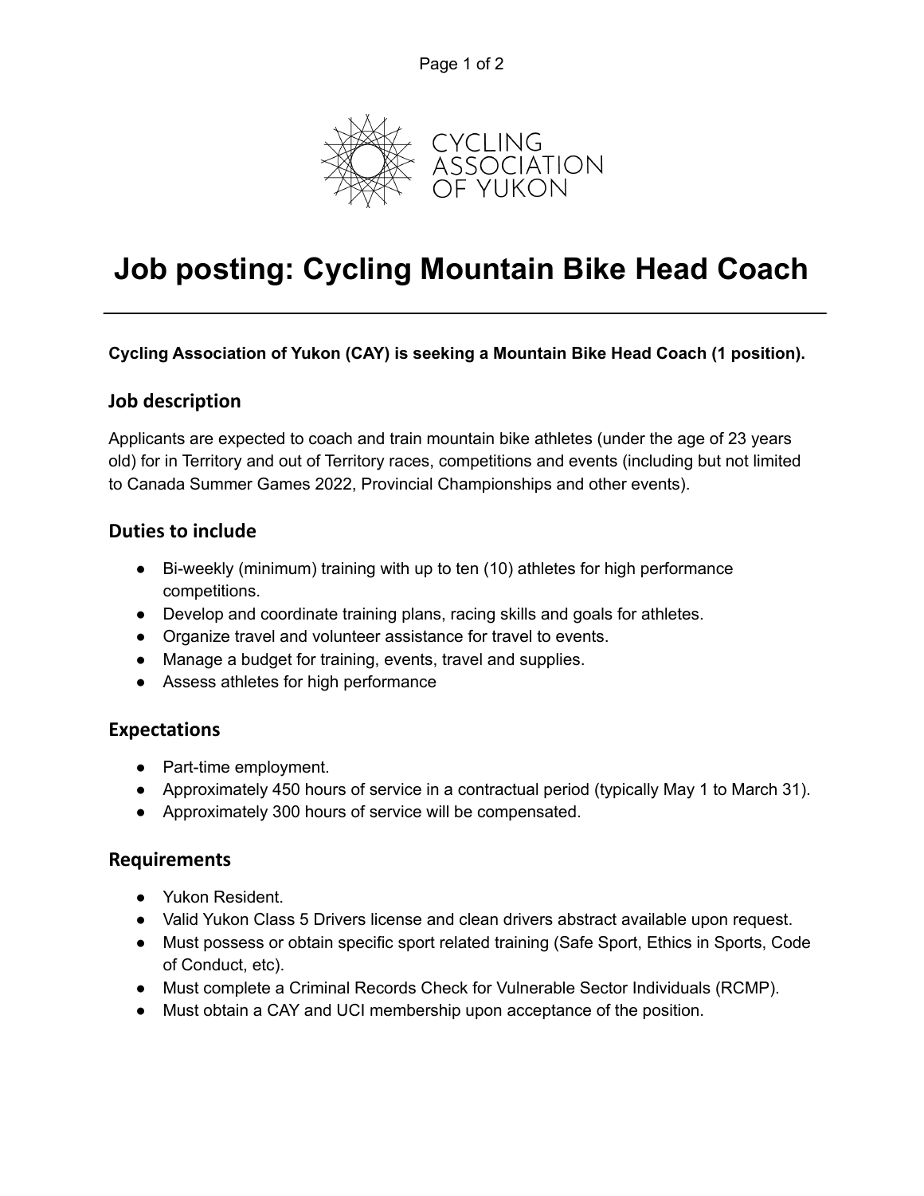# Job posting: Cycling Mountain Bike Head Coach

**Cycling Association of Yukon (CAY) is seeking a Mountain Bike Head Coach (1 position).**

## Job description

Applicants are expected to coach and train mountain bike athletes (under the age of 23 years old) for in Territory and out of Territory races, competitions and events (including but not limited to Canada Summer Games 2022, Provincial Championships and other events).

## Duties to include

- Bi-weekly (minimum) training with up to ten (10) athletes for high performance competitions.
- Develop and coordinate training plans, racing skills and goals for athletes.
- Organize travel and volunteer assistance for travel to events.
- Manage a budget for training, events, travel and supplies.
- Assess athletes for high performance

## Expectations

- Part-time employment.
- Approximately 450 hours of service in a contractual period (typically May 1 to March 31).
- Approximately 300 hours of service will be compensated.

## Requirements

- Yukon Resident.
- Valid Yukon Class 5 Drivers license and clean drivers abstract available upon request.
- Must possess or obtain specific sport related training (Safe Sport, Ethics in Sports, Code of Conduct, etc).
- Must complete a Criminal Records Check for Vulnerable Sector Individuals (RCMP).
- Must obtain a CAY and UCI membership upon acceptance of the position.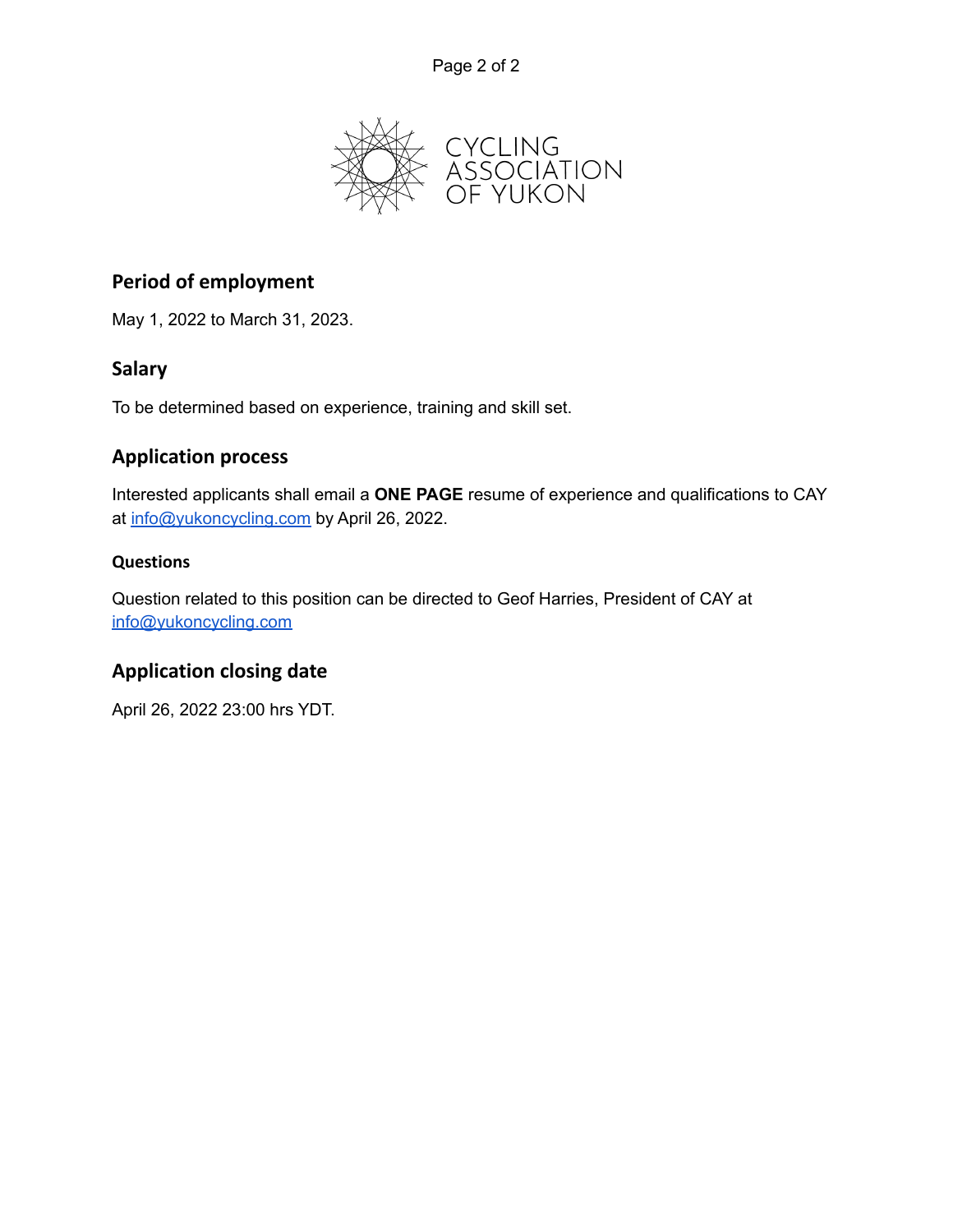## Period of employment

May 1, 2022 to March 31, 2023.

## Salary

To be determined based on experience, training and skill set.

## Application process

Interested applicants shall email a **ONE PAGE** resume of experience and qualifications to CAY at info@yukoncycling.com by April 26, 2022.

### Questions

Question related to this position can be directed to Geof Harries, President of CAY at info@yukoncycling.com

## Application closing date

April 26, 2022 23:00 hrs YDT.